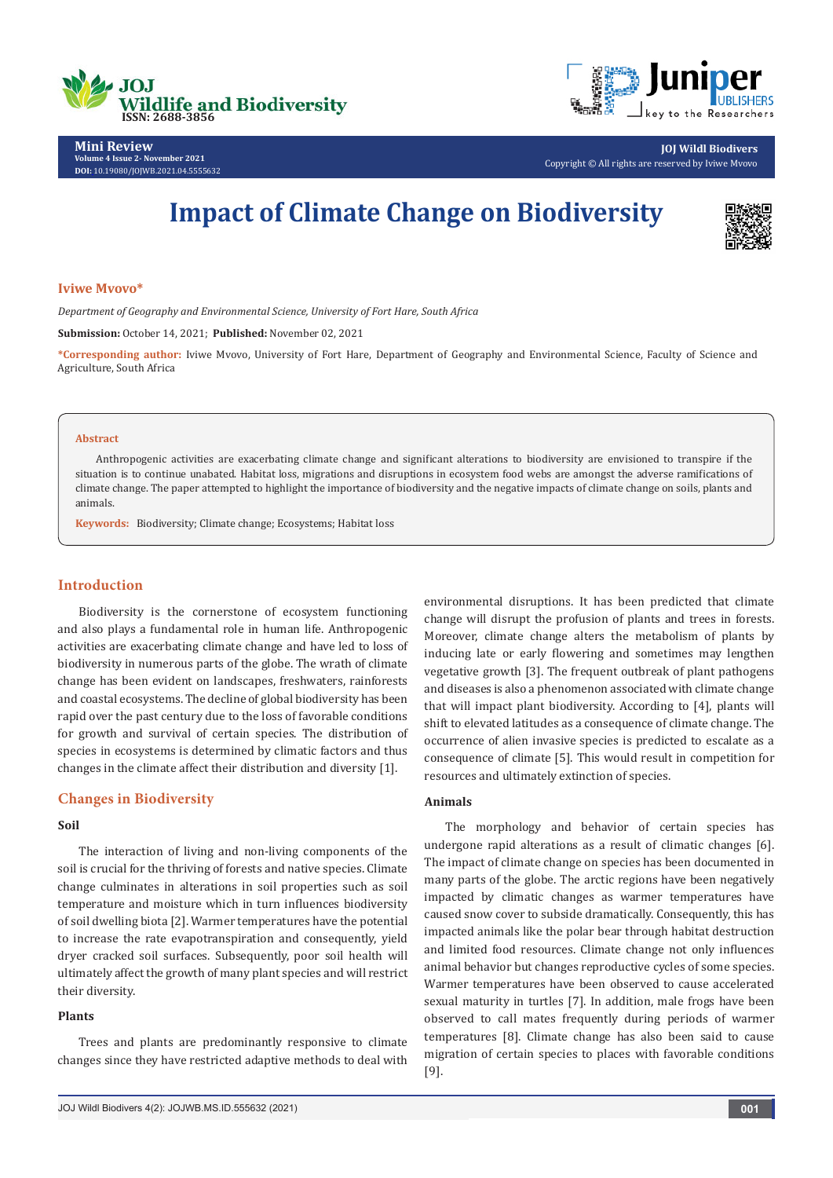Mini Review
Volume 4 Issue 2- November 2021
DOI: 10.19080/JOJWB.2021.04.5555632

Copyright © All rights are reserved by Iviwe Mvovo

# Impact of Climate Change on Biodiversity

**Iviwe Mvovo***

*Department of Geography and Environmental Science, University of Fort Hare, South Africa*

**Submission:** October 14, 2021; **Published:** November 02, 2021

***Corresponding author:** Iviwe Mvovo, University of Fort Hare, Department of Geography and Environmental Science, Faculty of Science and Agriculture, South Africa

## Abstract

Anthropogenic activities are exacerbating climate change and significant alterations to biodiversity are envisioned to transpire if the situation is to continue unabated. Habitat loss, migrations and disruptions in ecosystem food webs are amongst the adverse ramifications of climate change. The paper attempted to highlight the importance of biodiversity and the negative impacts of climate change on soils, plants and animals.

**Keywords:** Biodiversity; Climate change; Ecosystems; Habitat loss

## Introduction

Biodiversity is the cornerstone of ecosystem functioning and also plays a fundamental role in human life. Anthropogenic activities are exacerbating climate change and have led to loss of biodiversity in numerous parts of the globe. The wrath of climate change has been evident on landscapes, freshwaters, rainforests and coastal ecosystems. The decline of global biodiversity has been rapid over the past century due to the loss of favorable conditions for growth and survival of certain species. The distribution of species in ecosystems is determined by climatic factors and thus changes in the climate affect their distribution and diversity [1].

## Changes in Biodiversity

### Soil

The interaction of living and non-living components of the soil is crucial for the thriving of forests and native species. Climate change culminates in alterations in soil properties such as soil temperature and moisture which in turn influences biodiversity of soil dwelling biota [2]. Warmer temperatures have the potential to increase the rate evapotranspiration and consequently, yield dryer cracked soil surfaces. Subsequently, poor soil health will ultimately affect the growth of many plant species and will restrict their diversity.

### Plants

Trees and plants are predominantly responsive to climate changes since they have restricted adaptive methods to deal with environmental disruptions. It has been predicted that climate change will disrupt the profusion of plants and trees in forests. Moreover, climate change alters the metabolism of plants by inducing late or early flowering and sometimes may lengthen vegetative growth [3]. The frequent outbreak of plant pathogens and diseases is also a phenomenon associated with climate change that will impact plant biodiversity. According to [4], plants will shift to elevated latitudes as a consequence of climate change. The occurrence of alien invasive species is predicted to escalate as a consequence of climate [5]. This would result in competition for resources and ultimately extinction of species.

### Animals

The morphology and behavior of certain species has undergone rapid alterations as a result of climatic changes [6]. The impact of climate change on species has been documented in many parts of the globe. The arctic regions have been negatively impacted by climatic changes as warmer temperatures have caused snow cover to subside dramatically. Consequently, this has impacted animals like the polar bear through habitat destruction and limited food resources. Climate change not only influences animal behavior but changes reproductive cycles of some species. Warmer temperatures have been observed to cause accelerated sexual maturity in turtles [7]. In addition, male frogs have been observed to call mates frequently during periods of warmer temperatures [8]. Climate change has also been said to cause migration of certain species to places with favorable conditions [9].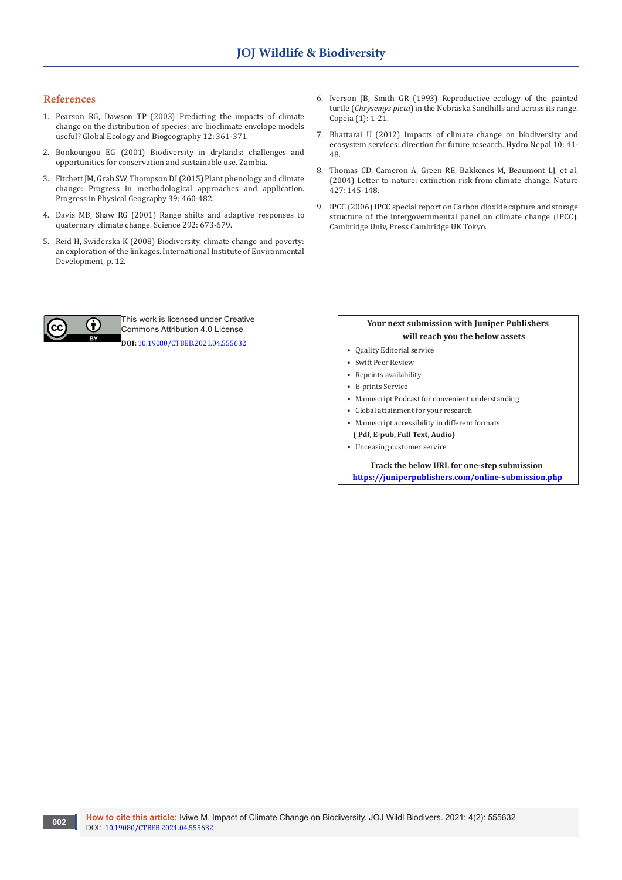## References

1. Pearson RG, Dawson TP (2003) Predicting the impacts of climate change on the distribution of species: are bioclimate envelope models useful? Global Ecology and Biogeography 12: 361-371.
2. Bonkoungou EG (2001) Biodiversity in drylands: challenges and opportunities for conservation and sustainable use. Zambia.
3. Fitchett JM, Grab SW, Thompson DI (2015) Plant phenology and climate change: Progress in methodological approaches and application. Progress in Physical Geography 39: 460-482.
4. Davis MB, Shaw RG (2001) Range shifts and adaptive responses to quaternary climate change. Science 292: 673-679.
5. Reid H, Swiderska K (2008) Biodiversity, climate change and poverty: an exploration of the linkages. International Institute of Environmental Development, p. 12.
6. Iverson JB, Smith GR (1993) Reproductive ecology of the painted turtle (*Chrysemys picta*) in the Nebraska Sandhills and across its range. Copeia (1): 1-21.
7. Bhattarai U (2012) Impacts of climate change on biodiversity and ecosystem services: direction for future research. Hydro Nepal 10: 41-48.
8. Thomas CD, Cameron A, Green RE, Bakkenes M, Beaumont LJ, et al. (2004) Letter to nature: extinction risk from climate change. Nature 427: 145-148.
9. IPCC (2006) IPCC special report on Carbon dioxide capture and storage structure of the intergovernmental panel on climate change (IPCC). Cambridge Univ, Press Cambridge UK Tokyo.

This work is licensed under Creative Commons Attribution 4.0 License

**DOI:** 10.19080/CTBEB.2021.04.555632

**Your next submission with Juniper Publishers will reach you the below assets**

- Quality Editorial service
- Swift Peer Review
- Reprints availability
- E-prints Service
- Manuscript Podcast for convenient understanding
- Global attainment for your research
- Manuscript accessibility in different formats
  **( Pdf, E-pub, Full Text, Audio)**
- Unceasing customer service

**Track the below URL for one-step submission**
**https://juniperpublishers.com/online-submission.php**

**How to cite this article:** Iviwe M. Impact of Climate Change on Biodiversity. JOJ Wildl Biodivers. 2021: 4(2): 555632
DOI: 10.19080/CTBEB.2021.04.555632